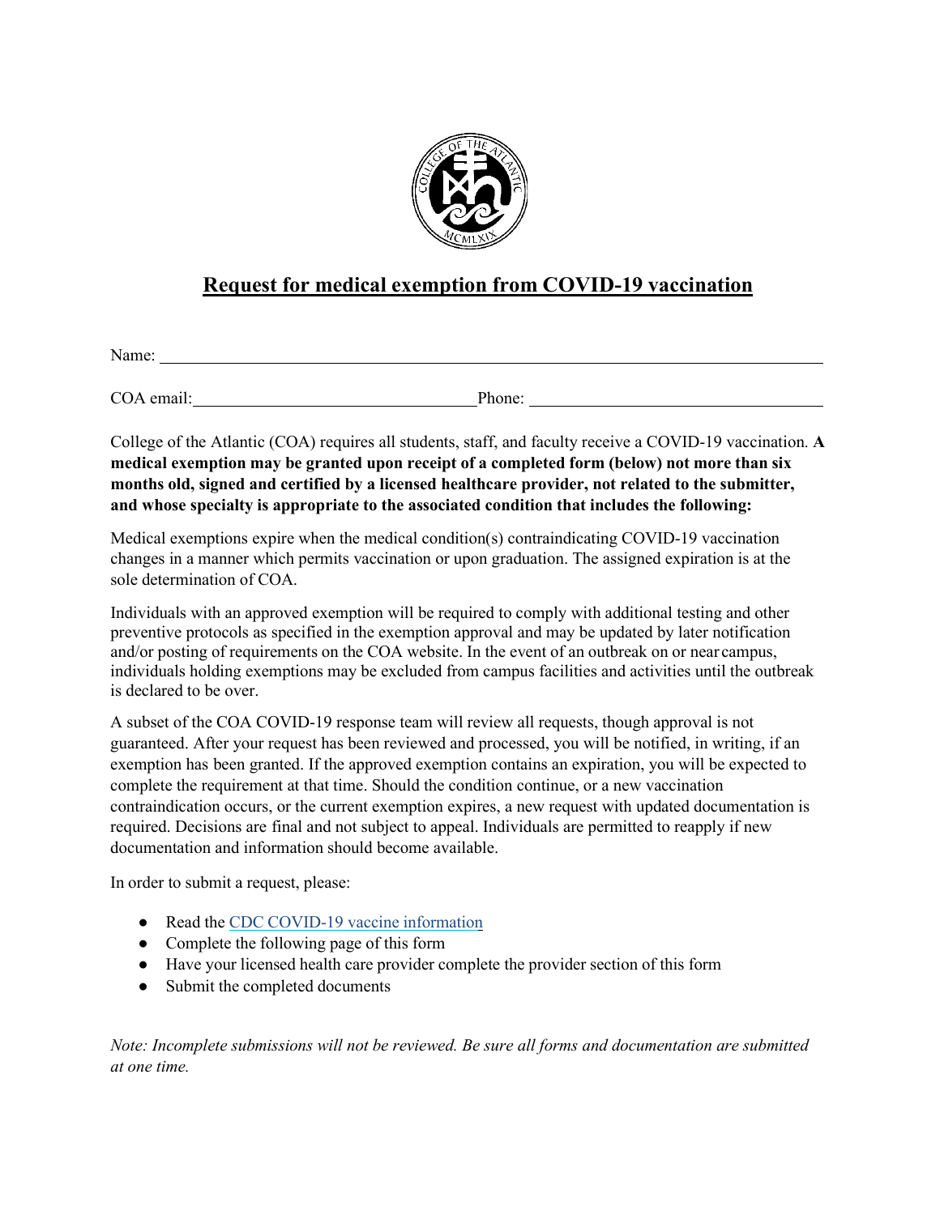## Request for medical exemption from COVID-19 vaccination

Name: \_\_\_\_\_\_\_\_\_\_\_\_\_\_\_\_\_\_\_\_\_\_\_\_\_\_\_\_\_\_\_\_\_\_\_\_\_\_\_\_

COA email: \_\_\_\_\_\_\_\_\_\_\_\_\_\_\_\_\_\_\_\_ Phone: \_\_\_\_\_\_\_\_\_\_\_\_\_\_\_\_\_\_\_\_

College of the Atlantic (COA) requires all students, staff, and faculty receive a COVID-19 vaccination. **A medical exemption may be granted upon receipt of a completed form (below) not more than six months old, signed and certified by a licensed healthcare provider, not related to the submitter, and whose specialty is appropriate to the associated condition that includes the following:**

Medical exemptions expire when the medical condition(s) contraindicating COVID-19 vaccination changes in a manner which permits vaccination or upon graduation. The assigned expiration is at the sole determination of COA.

Individuals with an approved exemption will be required to comply with additional testing and other preventive protocols as specified in the exemption approval and may be updated by later notification and/or posting of requirements on the COA website. In the event of an outbreak on or near campus, individuals holding exemptions may be excluded from campus facilities and activities until the outbreak is declared to be over.

A subset of the COA COVID-19 response team will review all requests, though approval is not guaranteed. After your request has been reviewed and processed, you will be notified, in writing, if an exemption has been granted. If the approved exemption contains an expiration, you will be expected to complete the requirement at that time. Should the condition continue, or a new vaccination contraindication occurs, or the current exemption expires, a new request with updated documentation is required. Decisions are final and not subject to appeal. Individuals are permitted to reapply if new documentation and information should become available.

In order to submit a request, please:

- Read the CDC COVID-19 vaccine information
- Complete the following page of this form
- Have your licensed health care provider complete the provider section of this form
- Submit the completed documents

*Note: Incomplete submissions will not be reviewed. Be sure all forms and documentation are submitted at one time.*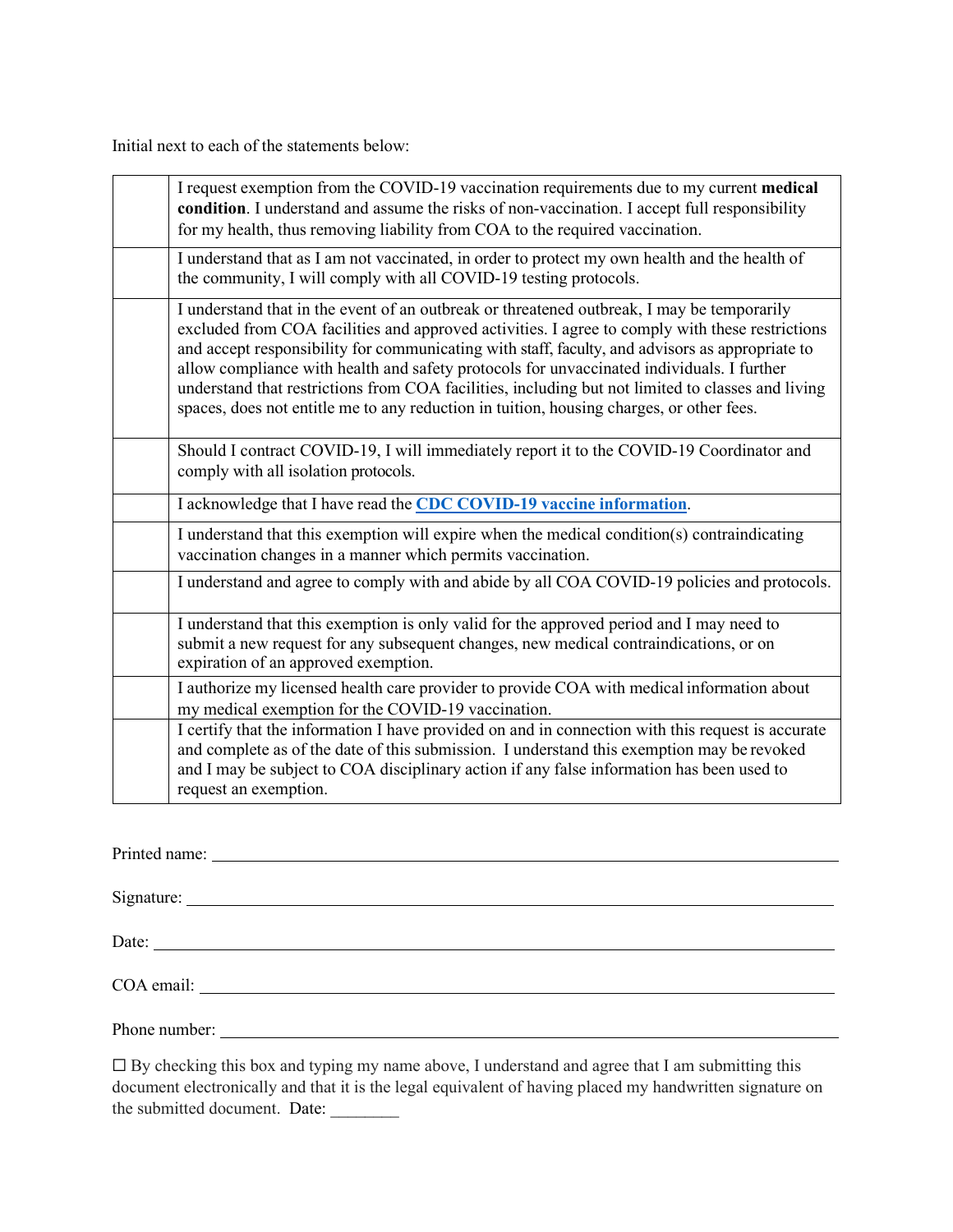Initial next to each of the statements below:

| | |
|---|---|
| | I request exemption from the COVID-19 vaccination requirements due to my current **medical condition**. I understand and assume the risks of non-vaccination. I accept full responsibility for my health, thus removing liability from COA to the required vaccination. |
| | I understand that as I am not vaccinated, in order to protect my own health and the health of the community, I will comply with all COVID-19 testing protocols. |
| | I understand that in the event of an outbreak or threatened outbreak, I may be temporarily excluded from COA facilities and approved activities. I agree to comply with these restrictions and accept responsibility for communicating with staff, faculty, and advisors as appropriate to allow compliance with health and safety protocols for unvaccinated individuals. I further understand that restrictions from COA facilities, including but not limited to classes and living spaces, does not entitle me to any reduction in tuition, housing charges, or other fees. |
| | Should I contract COVID-19, I will immediately report it to the COVID-19 Coordinator and comply with all isolation protocols. |
| | I acknowledge that I have read the **CDC COVID-19 vaccine information**. |
| | I understand that this exemption will expire when the medical condition(s) contraindicating vaccination changes in a manner which permits vaccination. |
| | I understand and agree to comply with and abide by all COA COVID-19 policies and protocols. |
| | I understand that this exemption is only valid for the approved period and I may need to submit a new request for any subsequent changes, new medical contraindications, or on expiration of an approved exemption. |
| | I authorize my licensed health care provider to provide COA with medical information about my medical exemption for the COVID-19 vaccination. |
| | I certify that the information I have provided on and in connection with this request is accurate and complete as of the date of this submission. I understand this exemption may be revoked and I may be subject to COA disciplinary action if any false information has been used to request an exemption. |

Printed name: ______________________________

Signature: ______________________________

Date: ______________________________

COA email: ______________________________

Phone number: ______________________________

☐ By checking this box and typing my name above, I understand and agree that I am submitting this document electronically and that it is the legal equivalent of having placed my handwritten signature on the submitted document. Date: ________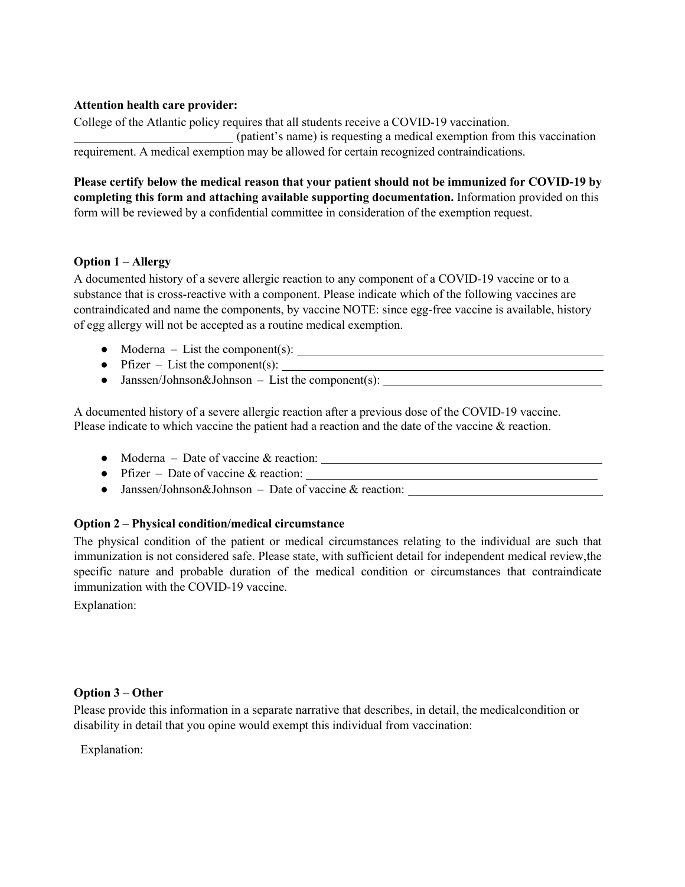**Attention health care provider:**

College of the Atlantic policy requires that all students receive a COVID-19 vaccination. __________________________ (patient's name) is requesting a medical exemption from this vaccination requirement. A medical exemption may be allowed for certain recognized contraindications.

**Please certify below the medical reason that your patient should not be immunized for COVID-19 by completing this form and attaching available supporting documentation.** Information provided on this form will be reviewed by a confidential committee in consideration of the exemption request.

**Option 1 – Allergy**

A documented history of a severe allergic reaction to any component of a COVID-19 vaccine or to a substance that is cross-reactive with a component. Please indicate which of the following vaccines are contraindicated and name the components, by vaccine NOTE: since egg-free vaccine is available, history of egg allergy will not be accepted as a routine medical exemption.

- Moderna – List the component(s): ____________________________________________
- Pfizer – List the component(s): ______________________________________________
- Janssen/Johnson&Johnson – List the component(s): ______________________________

A documented history of a severe allergic reaction after a previous dose of the COVID-19 vaccine. Please indicate to which vaccine the patient had a reaction and the date of the vaccine & reaction.

- Moderna – Date of vaccine & reaction: _______________________________________
- Pfizer – Date of vaccine & reaction: _________________________________________
- Janssen/Johnson&Johnson – Date of vaccine & reaction: ___________________________

**Option 2 – Physical condition/medical circumstance**

The physical condition of the patient or medical circumstances relating to the individual are such that immunization is not considered safe. Please state, with sufficient detail for independent medical review,the specific nature and probable duration of the medical condition or circumstances that contraindicate immunization with the COVID-19 vaccine.

Explanation:

**Option 3 – Other**

Please provide this information in a separate narrative that describes, in detail, the medicalcondition or disability in detail that you opine would exempt this individual from vaccination:

Explanation: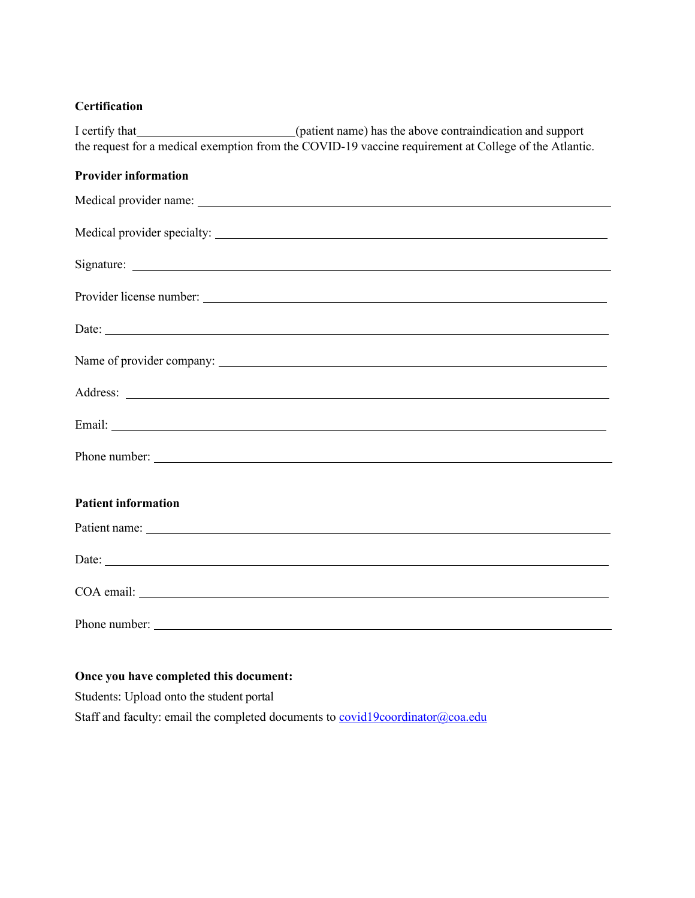**Certification**

I certify that_________________________(patient name) has the above contraindication and support the request for a medical exemption from the COVID-19 vaccine requirement at College of the Atlantic.

**Provider information**

Medical provider name: ____________________________________________

Medical provider specialty: ____________________________________________

Signature: ____________________________________________

Provider license number: ____________________________________________

Date: ____________________________________________

Name of provider company: ____________________________________________

Address: ____________________________________________

Email: ____________________________________________

Phone number: ____________________________________________

**Patient information**

Patient name: ____________________________________________

Date: ____________________________________________

COA email: ____________________________________________

Phone number: ____________________________________________

**Once you have completed this document:**

Students: Upload onto the student portal

Staff and faculty: email the completed documents to covid19coordinator@coa.edu